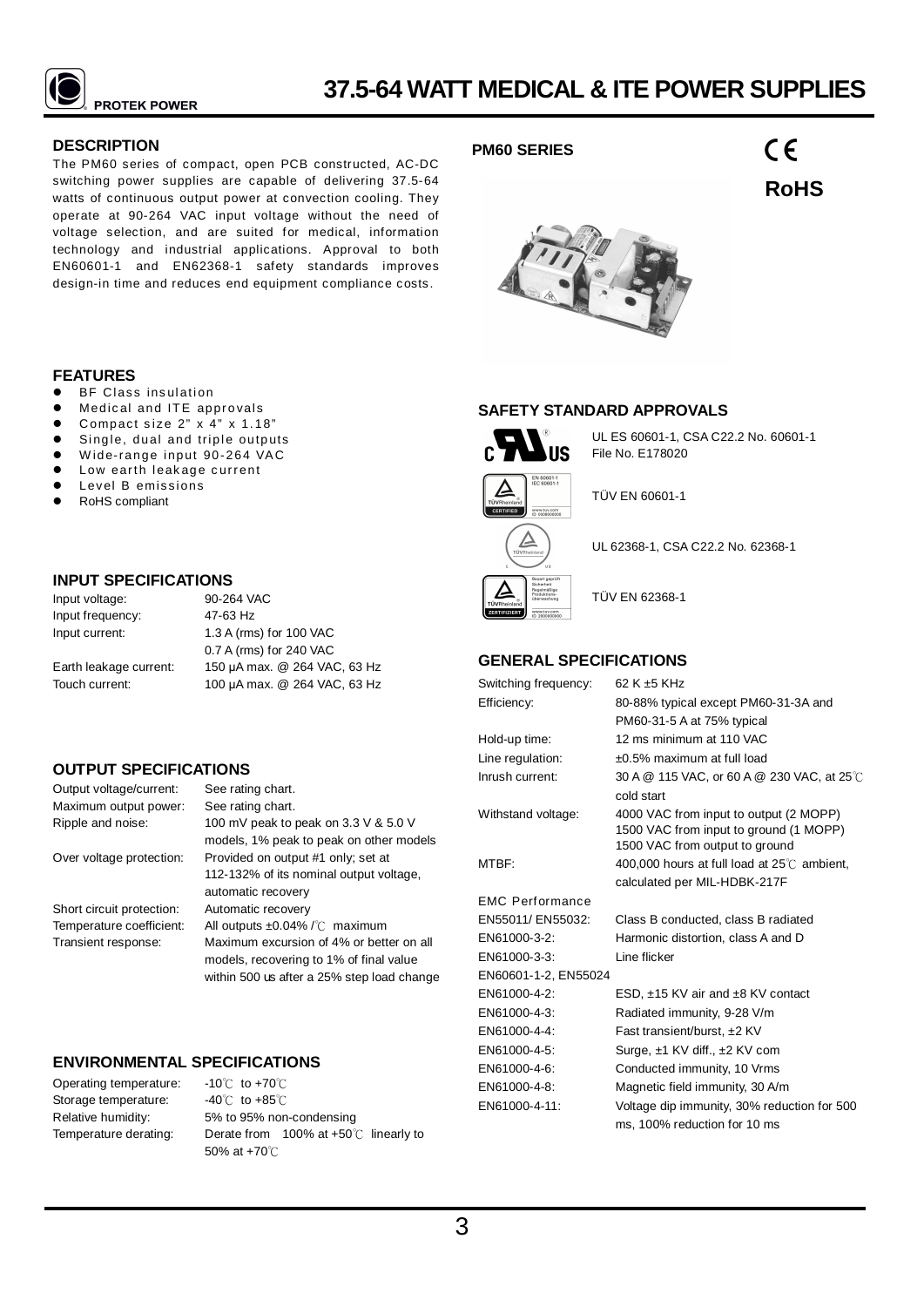PROTEK POWER

# 37.5-64 WATT MEDICAL & ITE POWER SUPPLIES

## DESCRIPTION

The PM60 series of compact, open PCB constructed, AC-DC switching power supplies are capable of delivering 37.5-64 watts of continuous output power at convection cooling. They operate at 90-264 VAC input voltage without the need of voltage selection, and are suited for medical, information technology and industrial applications. Approval to both EN60601-1 and EN62368-1 safety standards improves design-in time and reduces end equipment compliance costs.

**PM60 SERIES**

CE

**RoHS**

## FEATURES

- BF Class insulation
- Medical and ITE approvals
- Compact size 2" x 4" x 1.18"
- Single, dual and triple outputs
- Wide-range input 90-264 VAC
- Low earth leakage current
- Level B emissions
- RoHS compliant

## SAFETY STANDARD APPROVALS

- UL ES 60601-1, CSA C22.2 No. 60601-1 File No. E178020
- TÜV EN 60601-1
- UL 62368-1, CSA C22.2 No. 62368-1
- TÜV EN 62368-1

## INPUT SPECIFICATIONS

| | |
|---|---|
| Input voltage: | 90-264 VAC |
| Input frequency: | 47-63 Hz |
| Input current: | 1.3 A (rms) for 100 VAC<br>0.7 A (rms) for 240 VAC |
| Earth leakage current: | 150 μA max. @ 264 VAC, 63 Hz |
| Touch current: | 100 μA max. @ 264 VAC, 63 Hz |

## OUTPUT SPECIFICATIONS

| | |
|---|---|
| Output voltage/current: | See rating chart. |
| Maximum output power: | See rating chart. |
| Ripple and noise: | 100 mV peak to peak on 3.3 V & 5.0 V models, 1% peak to peak on other models |
| Over voltage protection: | Provided on output #1 only; set at 112-132% of its nominal output voltage, automatic recovery |
| Short circuit protection: | Automatic recovery |
| Temperature coefficient: | All outputs ±0.04% /℃ maximum |
| Transient response: | Maximum excursion of 4% or better on all models, recovering to 1% of final value within 500 us after a 25% step load change |

## ENVIRONMENTAL SPECIFICATIONS

| | |
|---|---|
| Operating temperature: | -10℃ to +70℃ |
| Storage temperature: | -40℃ to +85℃ |
| Relative humidity: | 5% to 95% non-condensing |
| Temperature derating: | Derate from 100% at +50℃ linearly to 50% at +70℃ |

## GENERAL SPECIFICATIONS

| | |
|---|---|
| Switching frequency: | 62 K ±5 KHz |
| Efficiency: | 80-88% typical except PM60-31-3A and PM60-31-5 A at 75% typical |
| Hold-up time: | 12 ms minimum at 110 VAC |
| Line regulation: | ±0.5% maximum at full load |
| Inrush current: | 30 A @ 115 VAC, or 60 A @ 230 VAC, at 25℃ cold start |
| Withstand voltage: | 4000 VAC from input to output (2 MOPP)<br>1500 VAC from input to ground (1 MOPP)<br>1500 VAC from output to ground |
| MTBF: | 400,000 hours at full load at 25℃ ambient, calculated per MIL-HDBK-217F |
| EMC Performance | |
| EN55011/ EN55032: | Class B conducted, class B radiated |
| EN61000-3-2: | Harmonic distortion, class A and D |
| EN61000-3-3: | Line flicker |
| EN60601-1-2, EN55024 | |
| EN61000-4-2: | ESD, ±15 KV air and ±8 KV contact |
| EN61000-4-3: | Radiated immunity, 9-28 V/m |
| EN61000-4-4: | Fast transient/burst, ±2 KV |
| EN61000-4-5: | Surge, ±1 KV diff., ±2 KV com |
| EN61000-4-6: | Conducted immunity, 10 Vrms |
| EN61000-4-8: | Magnetic field immunity, 30 A/m |
| EN61000-4-11: | Voltage dip immunity, 30% reduction for 500 ms, 100% reduction for 10 ms |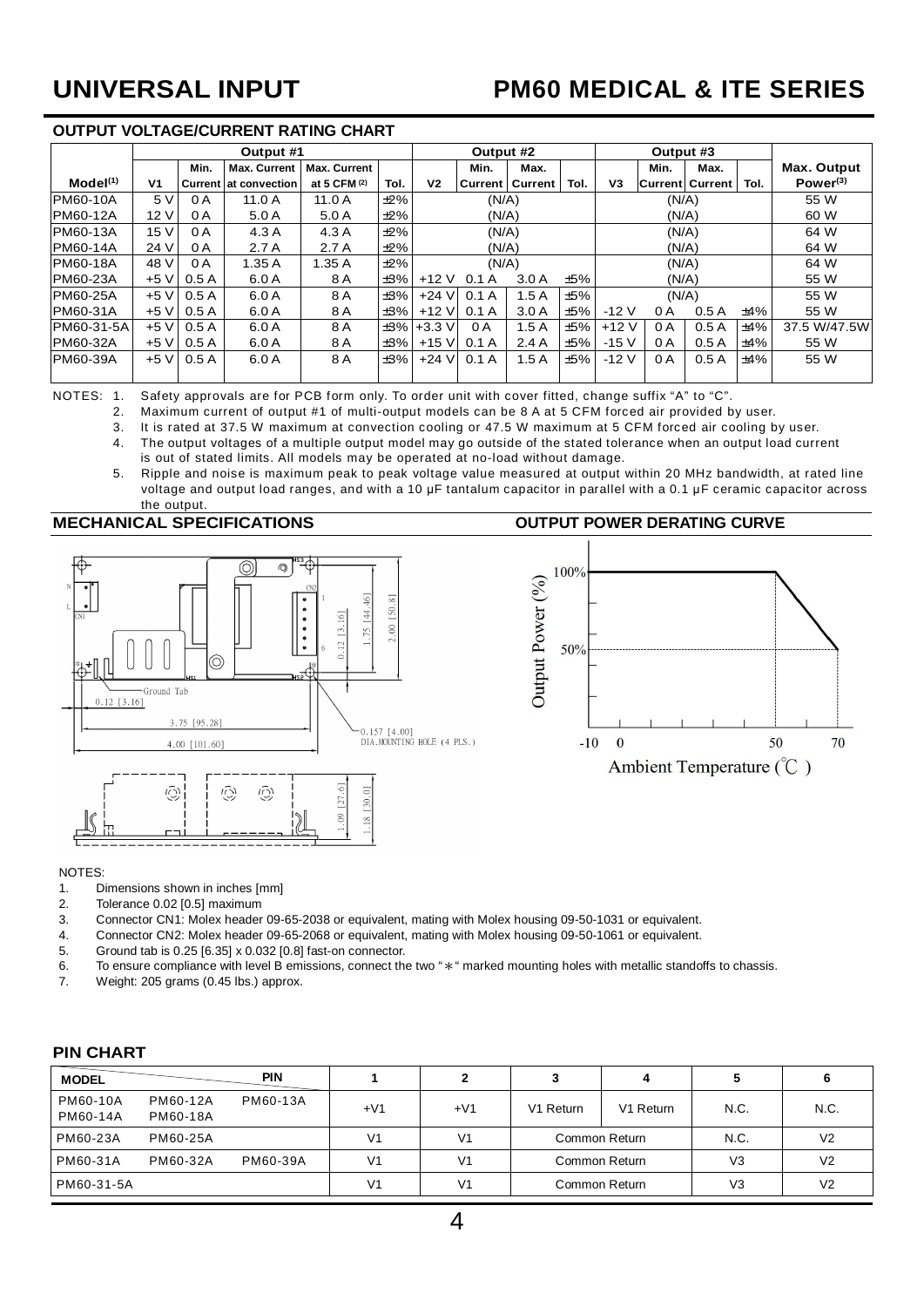# UNIVERSAL INPUT

# PM60 MEDICAL & ITE SERIES

## OUTPUT VOLTAGE/CURRENT RATING CHART

| | Output #1 | | | | | Output #2 | | | | Output #3 | | | | |
|---|---|---|---|---|---|---|---|---|---|---|---|---|---|---|
| Model(1) | V1 | Min. Current | Max. Current at convection | Max. Current at 5 CFM (2) | Tol. | V2 | Min. Current | Max. Current | Tol. | V3 | Min. Current | Max. Current | Tol. | Max. Output Power(3) |
| PM60-10A | 5 V | 0 A | 11.0 A | 11.0 A | ±2% | (N/A) | | | | (N/A) | | | | 55 W |
| PM60-12A | 12 V | 0 A | 5.0 A | 5.0 A | ±2% | (N/A) | | | | (N/A) | | | | 60 W |
| PM60-13A | 15 V | 0 A | 4.3 A | 4.3 A | ±2% | (N/A) | | | | (N/A) | | | | 64 W |
| PM60-14A | 24 V | 0 A | 2.7 A | 2.7 A | ±2% | (N/A) | | | | (N/A) | | | | 64 W |
| PM60-18A | 48 V | 0 A | 1.35 A | 1.35 A | ±2% | (N/A) | | | | (N/A) | | | | 64 W |
| PM60-23A | +5 V | 0.5 A | 6.0 A | 8 A | ±3% | +12 V | 0.1 A | 3.0 A | ±5% | (N/A) | | | | 55 W |
| PM60-25A | +5 V | 0.5 A | 6.0 A | 8 A | ±3% | +24 V | 0.1 A | 1.5 A | ±5% | (N/A) | | | | 55 W |
| PM60-31A | +5 V | 0.5 A | 6.0 A | 8 A | ±3% | +12 V | 0.1 A | 3.0 A | ±5% | -12 V | 0 A | 0.5 A | ±4% | 55 W |
| PM60-31-5A | +5 V | 0.5 A | 6.0 A | 8 A | ±3% | +3.3 V | 0 A | 1.5 A | ±5% | +12 V | 0 A | 0.5 A | ±4% | 37.5 W/47.5W |
| PM60-32A | +5 V | 0.5 A | 6.0 A | 8 A | ±3% | +15 V | 0.1 A | 2.4 A | ±5% | -15 V | 0 A | 0.5 A | ±4% | 55 W |
| PM60-39A | +5 V | 0.5 A | 6.0 A | 8 A | ±3% | +24 V | 0.1 A | 1.5 A | ±5% | -12 V | 0 A | 0.5 A | ±4% | 55 W |

NOTES:
1. Safety approvals are for PCB form only. To order unit with cover fitted, change suffix "A" to "C".
2. Maximum current of output #1 of multi-output models can be 8 A at 5 CFM forced air provided by user.
3. It is rated at 37.5 W maximum at convection cooling or 47.5 W maximum at 5 CFM forced air cooling by user.
4. The output voltages of a multiple output model may go outside of the stated tolerance when an output load current is out of stated limits. All models may be operated at no-load without damage.
5. Ripple and noise is maximum peak to peak voltage value measured at output within 20 MHz bandwidth, at rated line voltage and output load ranges, and with a 10 µF tantalum capacitor in parallel with a 0.1 µF ceramic capacitor across the output.

## MECHANICAL SPECIFICATIONS

N
L
CN1
HS3
CN2
1
6
HS1
HS2
Ground Tab
0.12 [3.16]
3.75 [95.28]
4.00 [101.60]
0.12 [3.16]
1.75 [44.46]
2.00 [50.81]
0.157 [4.00] DIA.MOUNTING HOLE (4 PLS.)
1.09 [27.6]
1.18 [30.0]

## OUTPUT POWER DERATING CURVE

Output Power (%)
100%
50%
-10
0
50
70
Ambient Temperature (℃)

NOTES:
1. Dimensions shown in inches [mm]
2. Tolerance 0.02 [0.5] maximum
3. Connector CN1: Molex header 09-65-2038 or equivalent, mating with Molex housing 09-50-1031 or equivalent.
4. Connector CN2: Molex header 09-65-2068 or equivalent, mating with Molex housing 09-50-1061 or equivalent.
5. Ground tab is 0.25 [6.35] x 0.032 [0.8] fast-on connector.
6. To ensure compliance with level B emissions, connect the two "∗" marked mounting holes with metallic standoffs to chassis.
7. Weight: 205 grams (0.45 lbs.) approx.

## PIN CHART

| MODEL / PIN | 1 | 2 | 3 | 4 | 5 | 6 |
|---|---|---|---|---|---|---|
| PM60-10A PM60-12A PM60-13A PM60-14A PM60-18A | +V1 | +V1 | V1 Return | V1 Return | N.C. | N.C. |
| PM60-23A PM60-25A | V1 | V1 | Common Return | | N.C. | V2 |
| PM60-31A PM60-32A PM60-39A | V1 | V1 | Common Return | | V3 | V2 |
| PM60-31-5A | V1 | V1 | Common Return | | V3 | V2 |